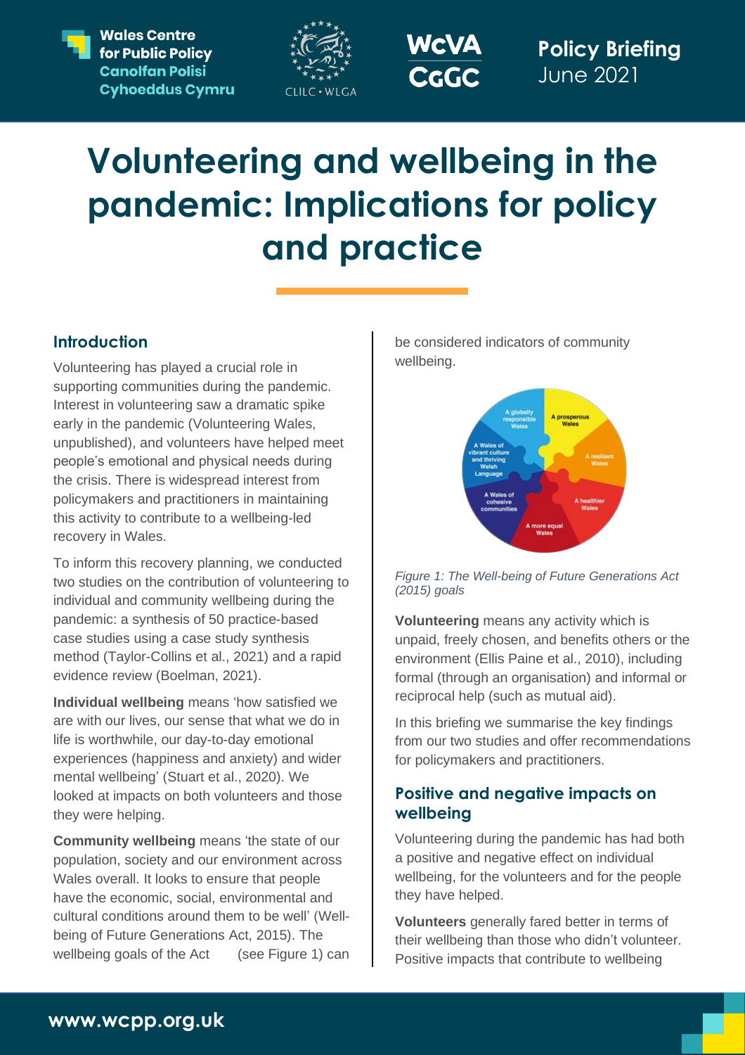Policy Briefing
June 2021

# Volunteering and wellbeing in the pandemic: Implications for policy and practice

## Introduction

Volunteering has played a crucial role in supporting communities during the pandemic. Interest in volunteering saw a dramatic spike early in the pandemic (Volunteering Wales, unpublished), and volunteers have helped meet people's emotional and physical needs during the crisis. There is widespread interest from policymakers and practitioners in maintaining this activity to contribute to a wellbeing-led recovery in Wales.

To inform this recovery planning, we conducted two studies on the contribution of volunteering to individual and community wellbeing during the pandemic: a synthesis of 50 practice-based case studies using a case study synthesis method (Taylor-Collins et al., 2021) and a rapid evidence review (Boelman, 2021).

**Individual wellbeing** means 'how satisfied we are with our lives, our sense that what we do in life is worthwhile, our day-to-day emotional experiences (happiness and anxiety) and wider mental wellbeing' (Stuart et al., 2020). We looked at impacts on both volunteers and those they were helping.

**Community wellbeing** means 'the state of our population, society and our environment across Wales overall. It looks to ensure that people have the economic, social, environmental and cultural conditions around them to be well' (Well-being of Future Generations Act, 2015). The wellbeing goals of the Act (see Figure 1) can be considered indicators of community wellbeing.

*Figure 1: The Well-being of Future Generations Act (2015) goals*

**Volunteering** means any activity which is unpaid, freely chosen, and benefits others or the environment (Ellis Paine et al., 2010), including formal (through an organisation) and informal or reciprocal help (such as mutual aid).

In this briefing we summarise the key findings from our two studies and offer recommendations for policymakers and practitioners.

## Positive and negative impacts on wellbeing

Volunteering during the pandemic has had both a positive and negative effect on individual wellbeing, for the volunteers and for the people they have helped.

**Volunteers** generally fared better in terms of their wellbeing than those who didn't volunteer. Positive impacts that contribute to wellbeing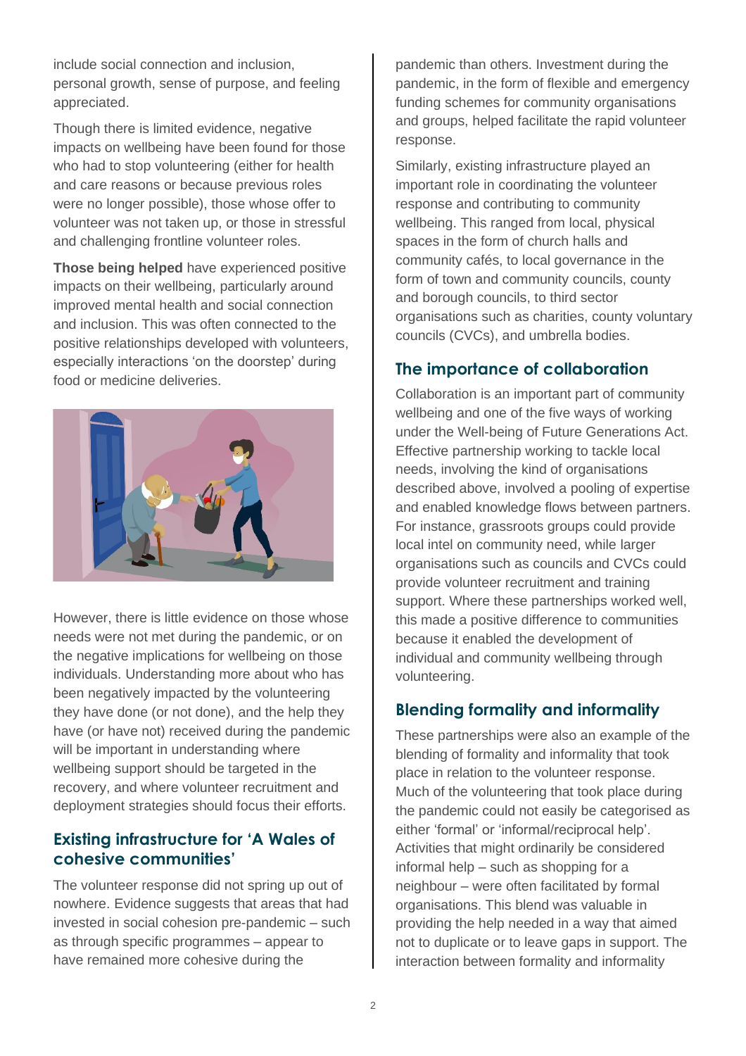include social connection and inclusion, personal growth, sense of purpose, and feeling appreciated.

Though there is limited evidence, negative impacts on wellbeing have been found for those who had to stop volunteering (either for health and care reasons or because previous roles were no longer possible), those whose offer to volunteer was not taken up, or those in stressful and challenging frontline volunteer roles.

**Those being helped** have experienced positive impacts on their wellbeing, particularly around improved mental health and social connection and inclusion. This was often connected to the positive relationships developed with volunteers, especially interactions 'on the doorstep' during food or medicine deliveries.

However, there is little evidence on those whose needs were not met during the pandemic, or on the negative implications for wellbeing on those individuals. Understanding more about who has been negatively impacted by the volunteering they have done (or not done), and the help they have (or have not) received during the pandemic will be important in understanding where wellbeing support should be targeted in the recovery, and where volunteer recruitment and deployment strategies should focus their efforts.

## Existing infrastructure for 'A Wales of cohesive communities'

The volunteer response did not spring up out of nowhere. Evidence suggests that areas that had invested in social cohesion pre-pandemic – such as through specific programmes – appear to have remained more cohesive during the pandemic than others. Investment during the pandemic, in the form of flexible and emergency funding schemes for community organisations and groups, helped facilitate the rapid volunteer response.

Similarly, existing infrastructure played an important role in coordinating the volunteer response and contributing to community wellbeing. This ranged from local, physical spaces in the form of church halls and community cafés, to local governance in the form of town and community councils, county and borough councils, to third sector organisations such as charities, county voluntary councils (CVCs), and umbrella bodies.

## The importance of collaboration

Collaboration is an important part of community wellbeing and one of the five ways of working under the Well-being of Future Generations Act. Effective partnership working to tackle local needs, involving the kind of organisations described above, involved a pooling of expertise and enabled knowledge flows between partners. For instance, grassroots groups could provide local intel on community need, while larger organisations such as councils and CVCs could provide volunteer recruitment and training support. Where these partnerships worked well, this made a positive difference to communities because it enabled the development of individual and community wellbeing through volunteering.

## Blending formality and informality

These partnerships were also an example of the blending of formality and informality that took place in relation to the volunteer response. Much of the volunteering that took place during the pandemic could not easily be categorised as either 'formal' or 'informal/reciprocal help'. Activities that might ordinarily be considered informal help – such as shopping for a neighbour – were often facilitated by formal organisations. This blend was valuable in providing the help needed in a way that aimed not to duplicate or to leave gaps in support. The interaction between formality and informality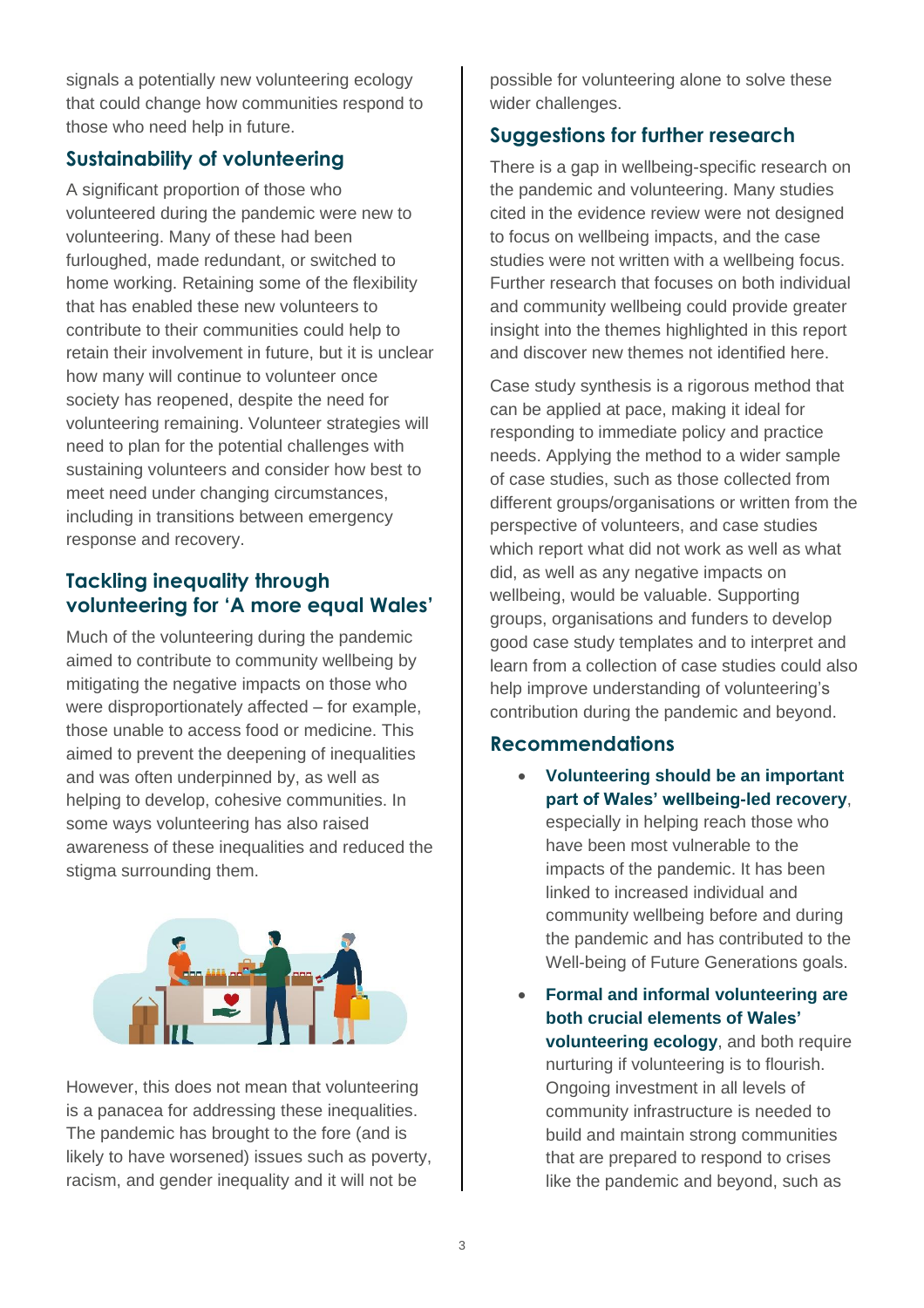signals a potentially new volunteering ecology that could change how communities respond to those who need help in future.

## Sustainability of volunteering

A significant proportion of those who volunteered during the pandemic were new to volunteering. Many of these had been furloughed, made redundant, or switched to home working. Retaining some of the flexibility that has enabled these new volunteers to contribute to their communities could help to retain their involvement in future, but it is unclear how many will continue to volunteer once society has reopened, despite the need for volunteering remaining. Volunteer strategies will need to plan for the potential challenges with sustaining volunteers and consider how best to meet need under changing circumstances, including in transitions between emergency response and recovery.

## Tackling inequality through volunteering for 'A more equal Wales'

Much of the volunteering during the pandemic aimed to contribute to community wellbeing by mitigating the negative impacts on those who were disproportionately affected – for example, those unable to access food or medicine. This aimed to prevent the deepening of inequalities and was often underpinned by, as well as helping to develop, cohesive communities. In some ways volunteering has also raised awareness of these inequalities and reduced the stigma surrounding them.

However, this does not mean that volunteering is a panacea for addressing these inequalities. The pandemic has brought to the fore (and is likely to have worsened) issues such as poverty, racism, and gender inequality and it will not be possible for volunteering alone to solve these wider challenges.

## Suggestions for further research

There is a gap in wellbeing-specific research on the pandemic and volunteering. Many studies cited in the evidence review were not designed to focus on wellbeing impacts, and the case studies were not written with a wellbeing focus. Further research that focuses on both individual and community wellbeing could provide greater insight into the themes highlighted in this report and discover new themes not identified here.

Case study synthesis is a rigorous method that can be applied at pace, making it ideal for responding to immediate policy and practice needs. Applying the method to a wider sample of case studies, such as those collected from different groups/organisations or written from the perspective of volunteers, and case studies which report what did not work as well as what did, as well as any negative impacts on wellbeing, would be valuable. Supporting groups, organisations and funders to develop good case study templates and to interpret and learn from a collection of case studies could also help improve understanding of volunteering's contribution during the pandemic and beyond.

## Recommendations

- **Volunteering should be an important part of Wales' wellbeing-led recovery**, especially in helping reach those who have been most vulnerable to the impacts of the pandemic. It has been linked to increased individual and community wellbeing before and during the pandemic and has contributed to the Well-being of Future Generations goals.
- **Formal and informal volunteering are both crucial elements of Wales' volunteering ecology**, and both require nurturing if volunteering is to flourish. Ongoing investment in all levels of community infrastructure is needed to build and maintain strong communities that are prepared to respond to crises like the pandemic and beyond, such as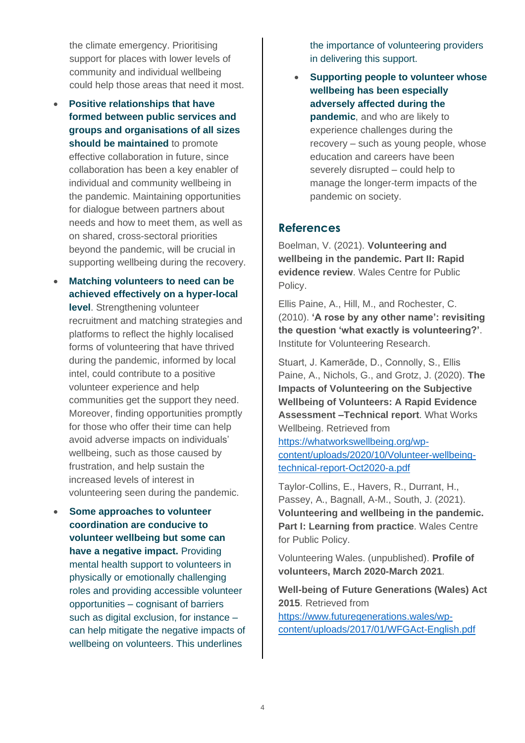the climate emergency. Prioritising support for places with lower levels of community and individual wellbeing could help those areas that need it most.

- **Positive relationships that have formed between public services and groups and organisations of all sizes should be maintained** to promote effective collaboration in future, since collaboration has been a key enabler of individual and community wellbeing in the pandemic. Maintaining opportunities for dialogue between partners about needs and how to meet them, as well as on shared, cross-sectoral priorities beyond the pandemic, will be crucial in supporting wellbeing during the recovery.
- **Matching volunteers to need can be achieved effectively on a hyper-local level**. Strengthening volunteer recruitment and matching strategies and platforms to reflect the highly localised forms of volunteering that have thrived during the pandemic, informed by local intel, could contribute to a positive volunteer experience and help communities get the support they need. Moreover, finding opportunities promptly for those who offer their time can help avoid adverse impacts on individuals' wellbeing, such as those caused by frustration, and help sustain the increased levels of interest in volunteering seen during the pandemic.
- **Some approaches to volunteer coordination are conducive to volunteer wellbeing but some can have a negative impact.** Providing mental health support to volunteers in physically or emotionally challenging roles and providing accessible volunteer opportunities – cognisant of barriers such as digital exclusion, for instance – can help mitigate the negative impacts of wellbeing on volunteers. This underlines the importance of volunteering providers in delivering this support.
- **Supporting people to volunteer whose wellbeing has been especially adversely affected during the pandemic**, and who are likely to experience challenges during the recovery – such as young people, whose education and careers have been severely disrupted – could help to manage the longer-term impacts of the pandemic on society.

## References

Boelman, V. (2021). **Volunteering and wellbeing in the pandemic. Part II: Rapid evidence review**. Wales Centre for Public Policy.

Ellis Paine, A., Hill, M., and Rochester, C. (2010). **'A rose by any other name': revisiting the question 'what exactly is volunteering?'**. Institute for Volunteering Research.

Stuart, J. Kamerāde, D., Connolly, S., Ellis Paine, A., Nichols, G., and Grotz, J. (2020). **The Impacts of Volunteering on the Subjective Wellbeing of Volunteers: A Rapid Evidence Assessment –Technical report**. What Works Wellbeing. Retrieved from https://whatworkswellbeing.org/wp-content/uploads/2020/10/Volunteer-wellbeing-technical-report-Oct2020-a.pdf

Taylor-Collins, E., Havers, R., Durrant, H., Passey, A., Bagnall, A-M., South, J. (2021). **Volunteering and wellbeing in the pandemic. Part I: Learning from practice**. Wales Centre for Public Policy.

Volunteering Wales. (unpublished). **Profile of volunteers, March 2020-March 2021**.

**Well-being of Future Generations (Wales) Act 2015**. Retrieved from https://www.futuregenerations.wales/wp-content/uploads/2017/01/WFGAct-English.pdf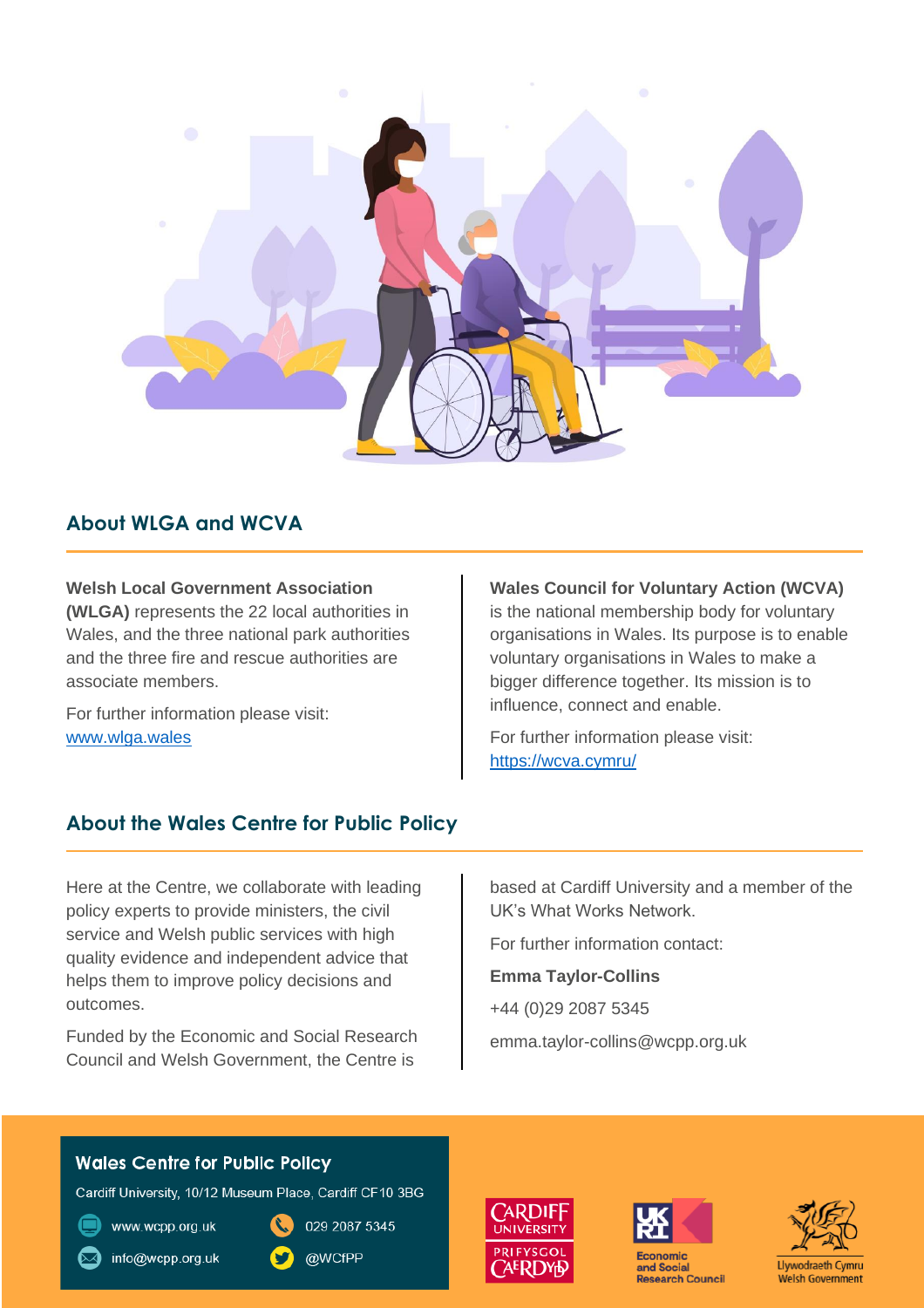## About WLGA and WCVA

**Welsh Local Government Association (WLGA)** represents the 22 local authorities in Wales, and the three national park authorities and the three fire and rescue authorities are associate members.

For further information please visit: www.wlga.wales

**Wales Council for Voluntary Action (WCVA)** is the national membership body for voluntary organisations in Wales. Its purpose is to enable voluntary organisations in Wales to make a bigger difference together. Its mission is to influence, connect and enable.

For further information please visit: https://wcva.cymru/

## About the Wales Centre for Public Policy

Here at the Centre, we collaborate with leading policy experts to provide ministers, the civil service and Welsh public services with high quality evidence and independent advice that helps them to improve policy decisions and outcomes.

Funded by the Economic and Social Research Council and Welsh Government, the Centre is based at Cardiff University and a member of the UK's What Works Network.

For further information contact:

**Emma Taylor-Collins**

+44 (0)29 2087 5345

emma.taylor-collins@wcpp.org.uk

**Wales Centre for Public Policy**

Cardiff University, 10/12 Museum Place, Cardiff CF10 3BG

www.wcpp.org.uk

029 2087 5345

info@wcpp.org.uk

@WCfPP

Cardiff University / Prifysgol Caerdydd

UKRI Economic and Social Research Council

Llywodraeth Cymru / Welsh Government